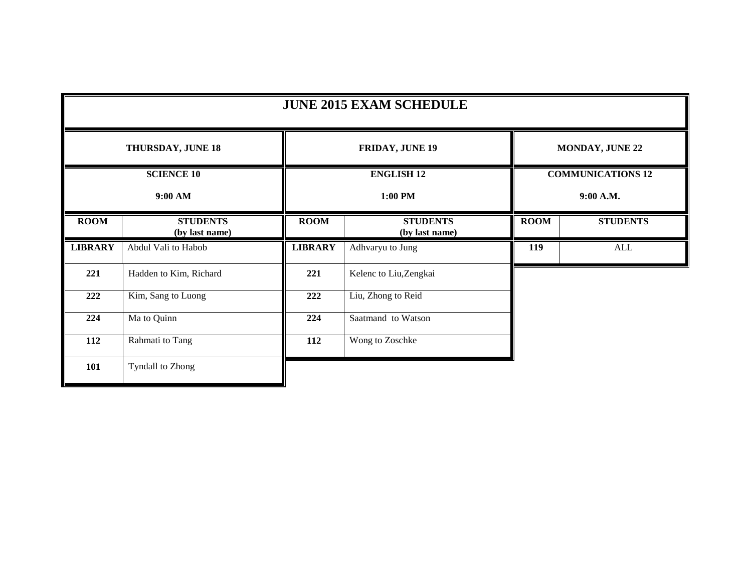# JUNE 2015 EXAM SCHEDULE

| THURSDAY, JUNE 18 | | FRIDAY, JUNE 19 | | MONDAY, JUNE 22 | |
|---|---|---|---|---|---|
| **SCIENCE 10**<br>**9:00 AM** | | **ENGLISH 12**<br>**1:00 PM** | | **COMMUNICATIONS 12**<br>**9:00 A.M.** | |
| **ROOM** | **STUDENTS (by last name)** | **ROOM** | **STUDENTS (by last name)** | **ROOM** | **STUDENTS** |
| **LIBRARY** | Abdul Vali to Habob | **LIBRARY** | Adhvaryu to Jung | **119** | ALL |
| **221** | Hadden to Kim, Richard | **221** | Kelenc to Liu,Zengkai | | |
| **222** | Kim, Sang to Luong | **222** | Liu, Zhong to Reid | | |
| **224** | Ma to Quinn | **224** | Saatmand to Watson | | |
| **112** | Rahmati to Tang | **112** | Wong to Zoschke | | |
| **101** | Tyndall to Zhong | | | | |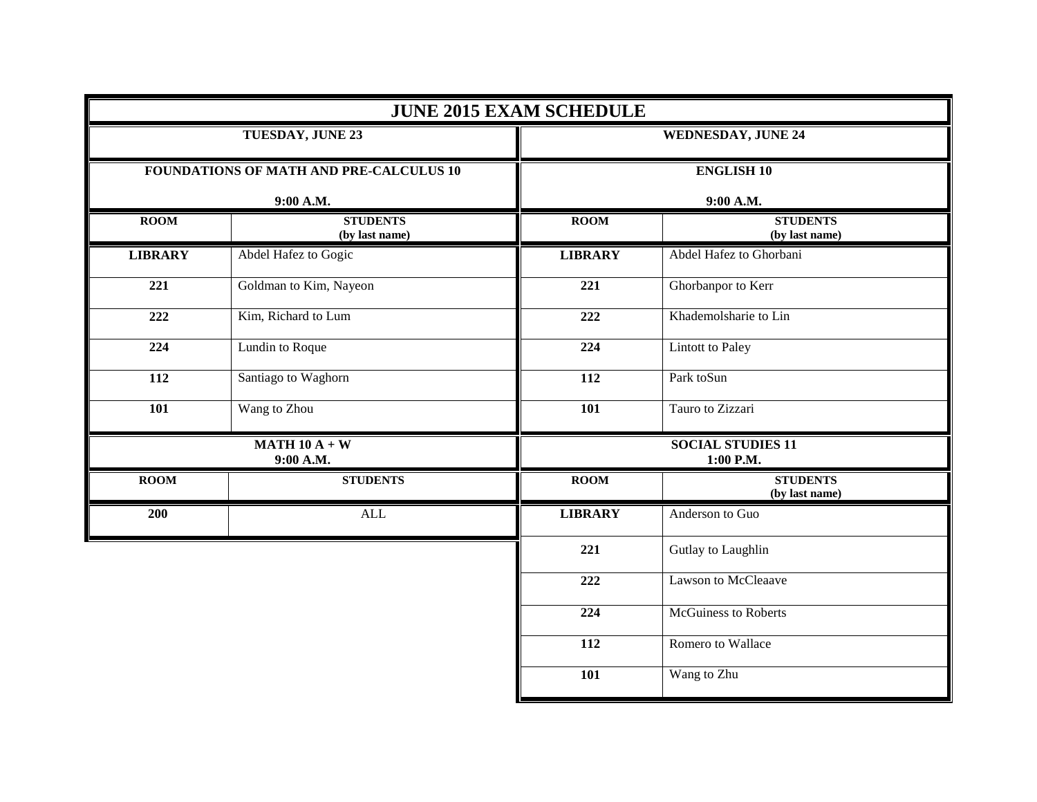# JUNE 2015 EXAM SCHEDULE

## TUESDAY, JUNE 23

### FOUNDATIONS OF MATH AND PRE-CALCULUS 10

**9:00 A.M.**

| ROOM | STUDENTS (by last name) |
|---|---|
| LIBRARY | Abdel Hafez to Gogic |
| 221 | Goldman to Kim, Nayeon |
| 222 | Kim, Richard to Lum |
| 224 | Lundin to Roque |
| 112 | Santiago to Waghorn |
| 101 | Wang to Zhou |

### MATH 10 A + W

**9:00 A.M.**

| ROOM | STUDENTS |
|---|---|
| 200 | ALL |

## WEDNESDAY, JUNE 24

### ENGLISH 10

**9:00 A.M.**

| ROOM | STUDENTS (by last name) |
|---|---|
| LIBRARY | Abdel Hafez to Ghorbani |
| 221 | Ghorbanpor to Kerr |
| 222 | Khademolsharie to Lin |
| 224 | Lintott to Paley |
| 112 | Park toSun |
| 101 | Tauro to Zizzari |

### SOCIAL STUDIES 11

**1:00 P.M.**

| ROOM | STUDENTS (by last name) |
|---|---|
| LIBRARY | Anderson to Guo |
| 221 | Gutlay to Laughlin |
| 222 | Lawson to McCleaave |
| 224 | McGuiness to Roberts |
| 112 | Romero to Wallace |
| 101 | Wang to Zhu |